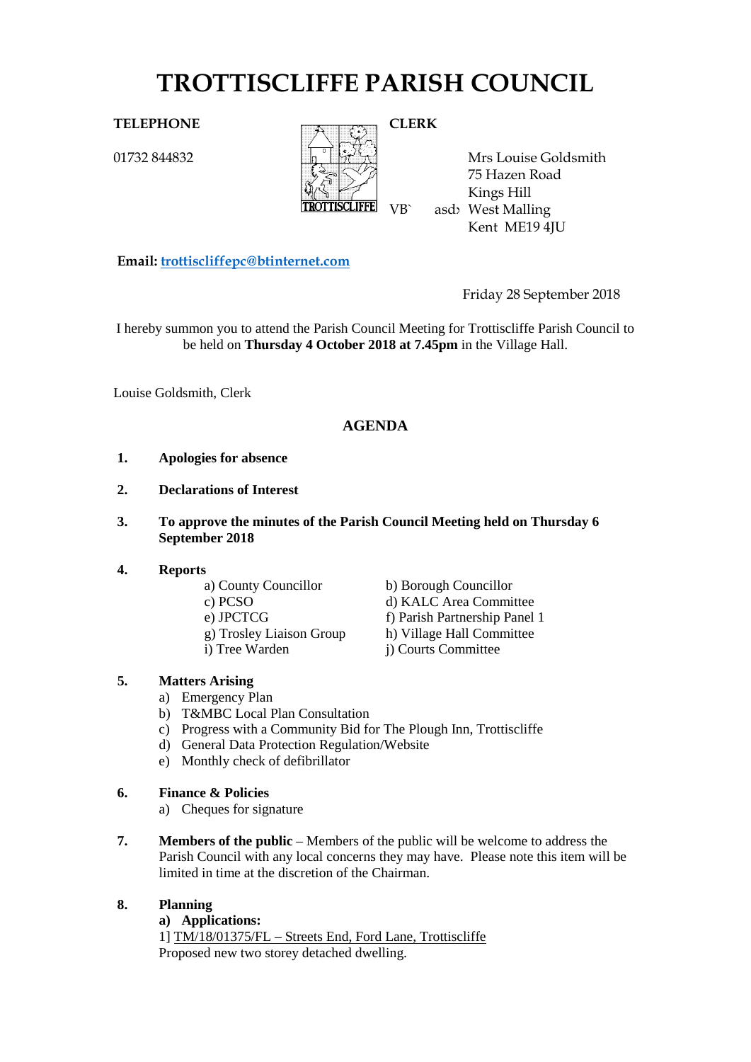# TROTTISCLIFFE PARISH COUNCIL

**TELEPHONE**

01732 844832

**CLERK**

Mrs Louise Goldsmith
75 Hazen Road
Kings Hill
VB` asd› West Malling
Kent ME19 4JU

**Email:** trottiscliffepc@btinternet.com

Friday 28 September 2018

I hereby summon you to attend the Parish Council Meeting for Trottiscliffe Parish Council to be held on **Thursday 4 October 2018 at 7.45pm** in the Village Hall.

Louise Goldsmith, Clerk

## AGENDA

**1. Apologies for absence**

**2. Declarations of Interest**

**3. To approve the minutes of the Parish Council Meeting held on Thursday 6 September 2018**

**4. Reports**

a) County Councillor
b) Borough Councillor
c) PCSO
d) KALC Area Committee
e) JPCTCG
f) Parish Partnership Panel 1
g) Trosley Liaison Group
h) Village Hall Committee
i) Tree Warden
j) Courts Committee

**5. Matters Arising**

a) Emergency Plan
b) T&MBC Local Plan Consultation
c) Progress with a Community Bid for The Plough Inn, Trottiscliffe
d) General Data Protection Regulation/Website
e) Monthly check of defibrillator

**6. Finance & Policies**

a) Cheques for signature

**7. Members of the public** – Members of the public will be welcome to address the Parish Council with any local concerns they may have. Please note this item will be limited in time at the discretion of the Chairman.

**8. Planning**

**a) Applications:**

1] TM/18/01375/FL – Streets End, Ford Lane, Trottiscliffe
Proposed new two storey detached dwelling.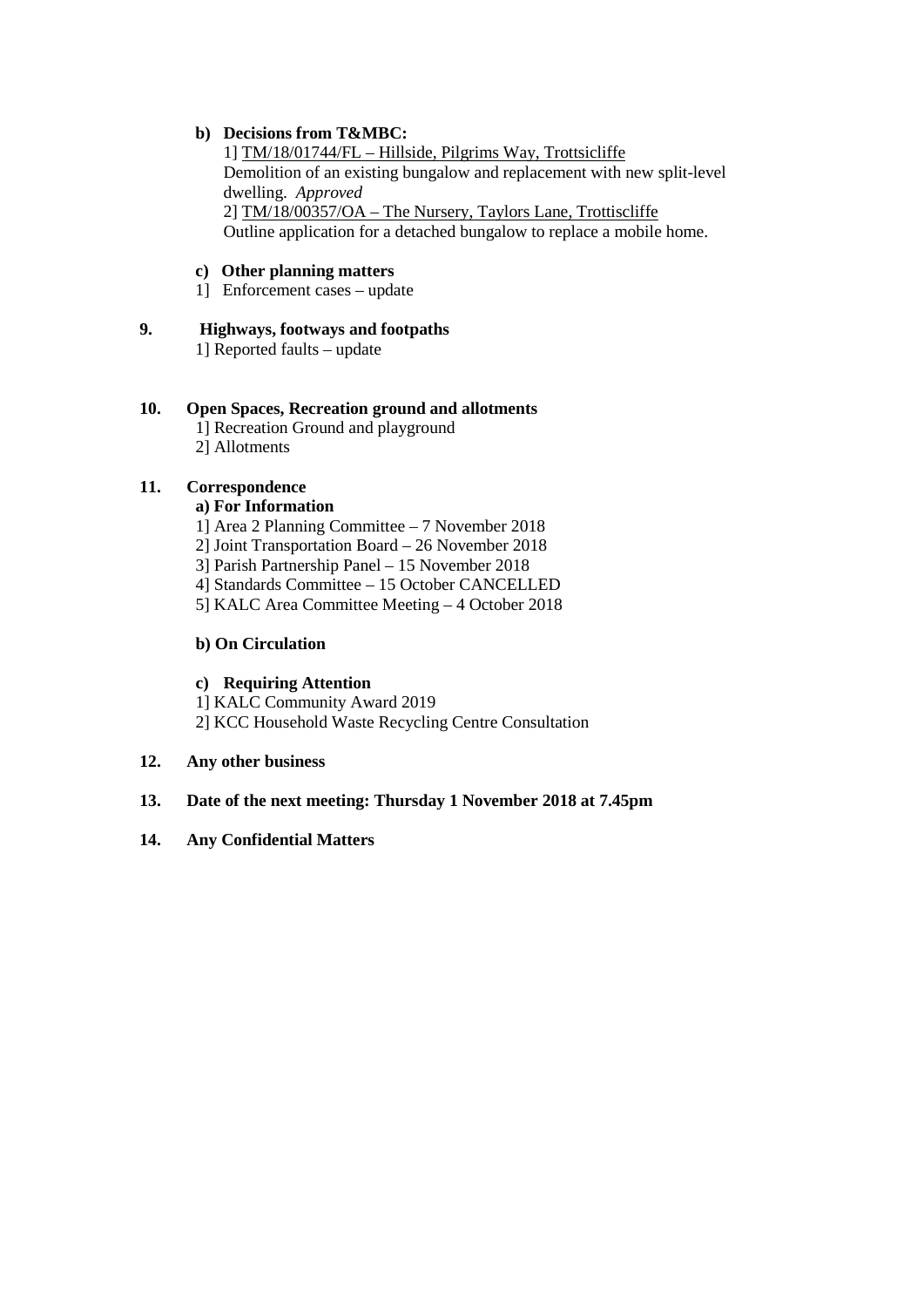**b) Decisions from T&MBC:**

1] TM/18/01744/FL – Hillside, Pilgrims Way, Trottsicliffe
Demolition of an existing bungalow and replacement with new split-level dwelling. *Approved*
2] TM/18/00357/OA – The Nursery, Taylors Lane, Trottiscliffe
Outline application for a detached bungalow to replace a mobile home.

**c) Other planning matters**

1] Enforcement cases – update

**9. Highways, footways and footpaths**

1] Reported faults – update

**10. Open Spaces, Recreation ground and allotments**

1] Recreation Ground and playground
2] Allotments

**11. Correspondence**

**a) For Information**

1] Area 2 Planning Committee – 7 November 2018
2] Joint Transportation Board – 26 November 2018
3] Parish Partnership Panel – 15 November 2018
4] Standards Committee – 15 October CANCELLED
5] KALC Area Committee Meeting – 4 October 2018

**b) On Circulation**

**c) Requiring Attention**

1] KALC Community Award 2019
2] KCC Household Waste Recycling Centre Consultation

**12. Any other business**

**13. Date of the next meeting: Thursday 1 November 2018 at 7.45pm**

**14. Any Confidential Matters**